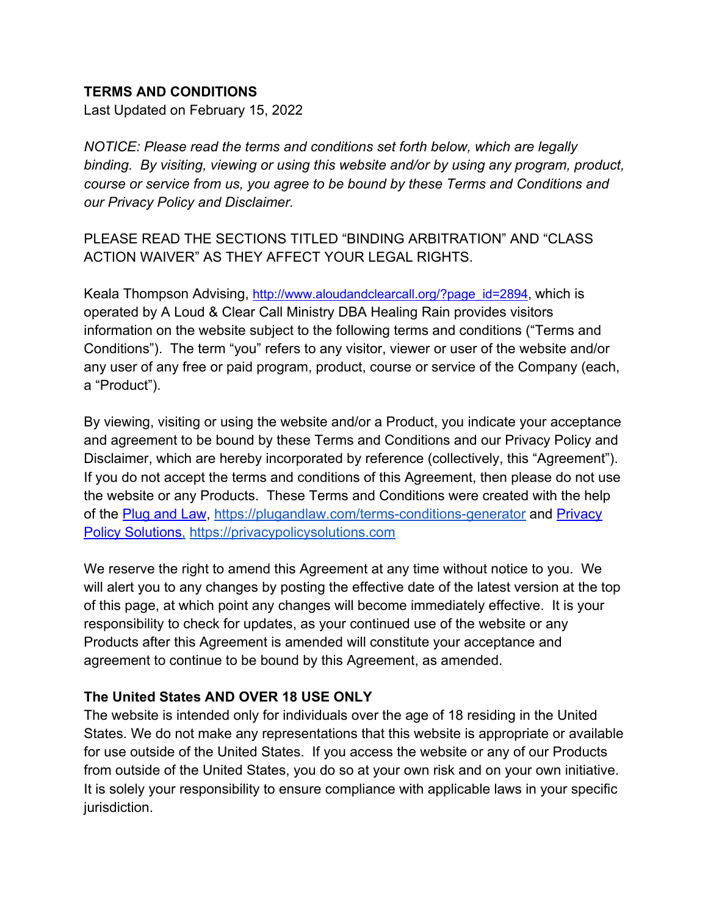**TERMS AND CONDITIONS**
Last Updated on February 15, 2022

*NOTICE: Please read the terms and conditions set forth below, which are legally binding. By visiting, viewing or using this website and/or by using any program, product, course or service from us, you agree to be bound by these Terms and Conditions and our Privacy Policy and Disclaimer.*

PLEASE READ THE SECTIONS TITLED "BINDING ARBITRATION" AND "CLASS ACTION WAIVER" AS THEY AFFECT YOUR LEGAL RIGHTS.

Keala Thompson Advising, [http://www.aloudandclearcall.org/?page_id=2894](http://www.aloudandclearcall.org/?page_id=2894), which is operated by A Loud & Clear Call Ministry DBA Healing Rain provides visitors information on the website subject to the following terms and conditions ("Terms and Conditions"). The term "you" refers to any visitor, viewer or user of the website and/or any user of any free or paid program, product, course or service of the Company (each, a "Product").

By viewing, visiting or using the website and/or a Product, you indicate your acceptance and agreement to be bound by these Terms and Conditions and our Privacy Policy and Disclaimer, which are hereby incorporated by reference (collectively, this "Agreement"). If you do not accept the terms and conditions of this Agreement, then please do not use the website or any Products. These Terms and Conditions were created with the help of the [Plug and Law](https://plugandlaw.com/terms-conditions-generator), [https://plugandlaw.com/terms-conditions-generator](https://plugandlaw.com/terms-conditions-generator) and [Privacy Policy Solutions](https://privacypolicysolutions.com), [https://privacypolicysolutions.com](https://privacypolicysolutions.com)

We reserve the right to amend this Agreement at any time without notice to you. We will alert you to any changes by posting the effective date of the latest version at the top of this page, at which point any changes will become immediately effective. It is your responsibility to check for updates, as your continued use of the website or any Products after this Agreement is amended will constitute your acceptance and agreement to continue to be bound by this Agreement, as amended.

**The United States AND OVER 18 USE ONLY**
The website is intended only for individuals over the age of 18 residing in the United States. We do not make any representations that this website is appropriate or available for use outside of the United States. If you access the website or any of our Products from outside of the United States, you do so at your own risk and on your own initiative. It is solely your responsibility to ensure compliance with applicable laws in your specific jurisdiction.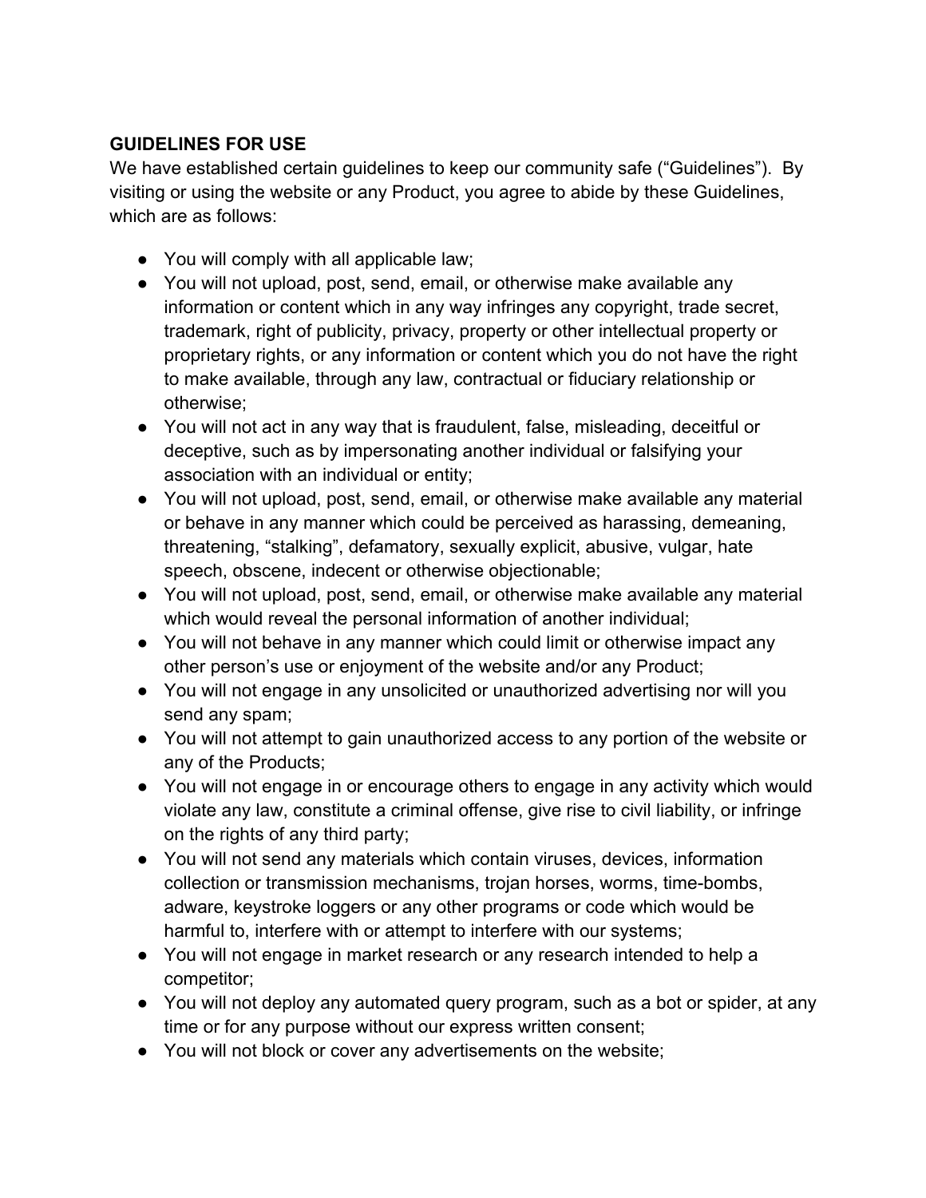**GUIDELINES FOR USE**

We have established certain guidelines to keep our community safe ("Guidelines"). By visiting or using the website or any Product, you agree to abide by these Guidelines, which are as follows:

- You will comply with all applicable law;
- You will not upload, post, send, email, or otherwise make available any information or content which in any way infringes any copyright, trade secret, trademark, right of publicity, privacy, property or other intellectual property or proprietary rights, or any information or content which you do not have the right to make available, through any law, contractual or fiduciary relationship or otherwise;
- You will not act in any way that is fraudulent, false, misleading, deceitful or deceptive, such as by impersonating another individual or falsifying your association with an individual or entity;
- You will not upload, post, send, email, or otherwise make available any material or behave in any manner which could be perceived as harassing, demeaning, threatening, "stalking", defamatory, sexually explicit, abusive, vulgar, hate speech, obscene, indecent or otherwise objectionable;
- You will not upload, post, send, email, or otherwise make available any material which would reveal the personal information of another individual;
- You will not behave in any manner which could limit or otherwise impact any other person's use or enjoyment of the website and/or any Product;
- You will not engage in any unsolicited or unauthorized advertising nor will you send any spam;
- You will not attempt to gain unauthorized access to any portion of the website or any of the Products;
- You will not engage in or encourage others to engage in any activity which would violate any law, constitute a criminal offense, give rise to civil liability, or infringe on the rights of any third party;
- You will not send any materials which contain viruses, devices, information collection or transmission mechanisms, trojan horses, worms, time-bombs, adware, keystroke loggers or any other programs or code which would be harmful to, interfere with or attempt to interfere with our systems;
- You will not engage in market research or any research intended to help a competitor;
- You will not deploy any automated query program, such as a bot or spider, at any time or for any purpose without our express written consent;
- You will not block or cover any advertisements on the website;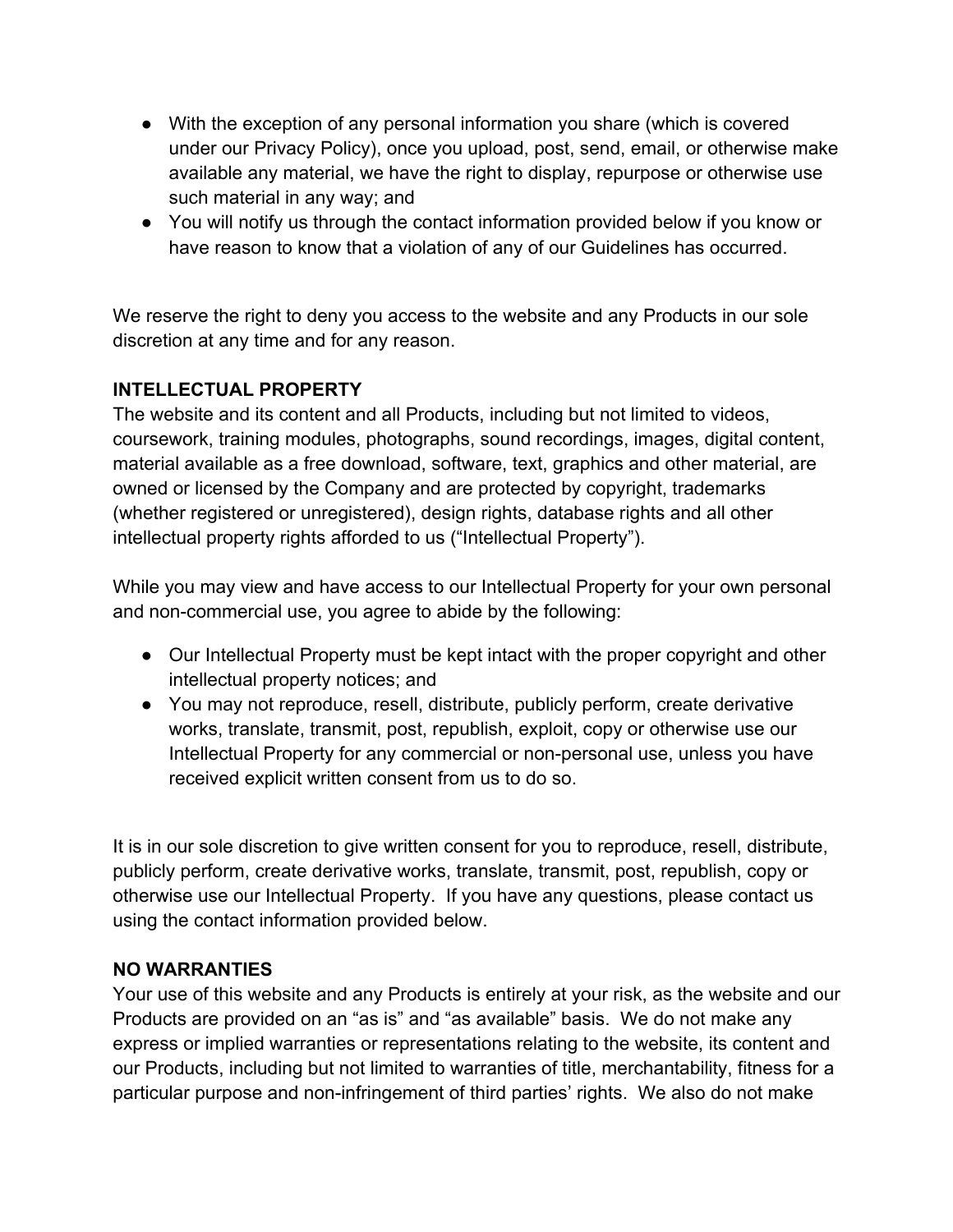- With the exception of any personal information you share (which is covered under our Privacy Policy), once you upload, post, send, email, or otherwise make available any material, we have the right to display, repurpose or otherwise use such material in any way; and
- You will notify us through the contact information provided below if you know or have reason to know that a violation of any of our Guidelines has occurred.

We reserve the right to deny you access to the website and any Products in our sole discretion at any time and for any reason.

**INTELLECTUAL PROPERTY**

The website and its content and all Products, including but not limited to videos, coursework, training modules, photographs, sound recordings, images, digital content, material available as a free download, software, text, graphics and other material, are owned or licensed by the Company and are protected by copyright, trademarks (whether registered or unregistered), design rights, database rights and all other intellectual property rights afforded to us ("Intellectual Property").

While you may view and have access to our Intellectual Property for your own personal and non-commercial use, you agree to abide by the following:

- Our Intellectual Property must be kept intact with the proper copyright and other intellectual property notices; and
- You may not reproduce, resell, distribute, publicly perform, create derivative works, translate, transmit, post, republish, exploit, copy or otherwise use our Intellectual Property for any commercial or non-personal use, unless you have received explicit written consent from us to do so.

It is in our sole discretion to give written consent for you to reproduce, resell, distribute, publicly perform, create derivative works, translate, transmit, post, republish, copy or otherwise use our Intellectual Property. If you have any questions, please contact us using the contact information provided below.

**NO WARRANTIES**

Your use of this website and any Products is entirely at your risk, as the website and our Products are provided on an "as is" and "as available" basis. We do not make any express or implied warranties or representations relating to the website, its content and our Products, including but not limited to warranties of title, merchantability, fitness for a particular purpose and non-infringement of third parties' rights. We also do not make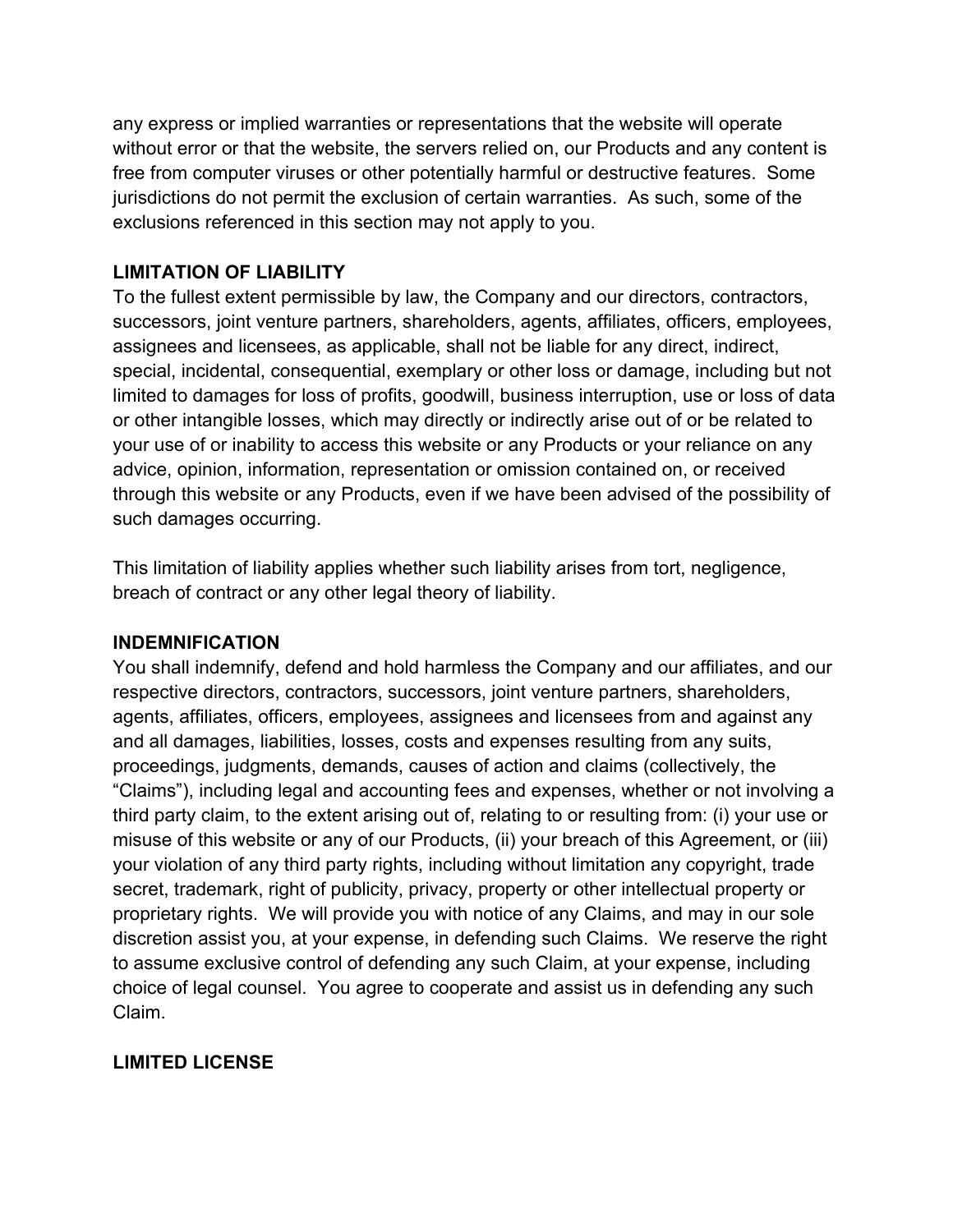any express or implied warranties or representations that the website will operate without error or that the website, the servers relied on, our Products and any content is free from computer viruses or other potentially harmful or destructive features. Some jurisdictions do not permit the exclusion of certain warranties. As such, some of the exclusions referenced in this section may not apply to you.

**LIMITATION OF LIABILITY**

To the fullest extent permissible by law, the Company and our directors, contractors, successors, joint venture partners, shareholders, agents, affiliates, officers, employees, assignees and licensees, as applicable, shall not be liable for any direct, indirect, special, incidental, consequential, exemplary or other loss or damage, including but not limited to damages for loss of profits, goodwill, business interruption, use or loss of data or other intangible losses, which may directly or indirectly arise out of or be related to your use of or inability to access this website or any Products or your reliance on any advice, opinion, information, representation or omission contained on, or received through this website or any Products, even if we have been advised of the possibility of such damages occurring.

This limitation of liability applies whether such liability arises from tort, negligence, breach of contract or any other legal theory of liability.

**INDEMNIFICATION**

You shall indemnify, defend and hold harmless the Company and our affiliates, and our respective directors, contractors, successors, joint venture partners, shareholders, agents, affiliates, officers, employees, assignees and licensees from and against any and all damages, liabilities, losses, costs and expenses resulting from any suits, proceedings, judgments, demands, causes of action and claims (collectively, the "Claims"), including legal and accounting fees and expenses, whether or not involving a third party claim, to the extent arising out of, relating to or resulting from: (i) your use or misuse of this website or any of our Products, (ii) your breach of this Agreement, or (iii) your violation of any third party rights, including without limitation any copyright, trade secret, trademark, right of publicity, privacy, property or other intellectual property or proprietary rights. We will provide you with notice of any Claims, and may in our sole discretion assist you, at your expense, in defending such Claims. We reserve the right to assume exclusive control of defending any such Claim, at your expense, including choice of legal counsel. You agree to cooperate and assist us in defending any such Claim.

**LIMITED LICENSE**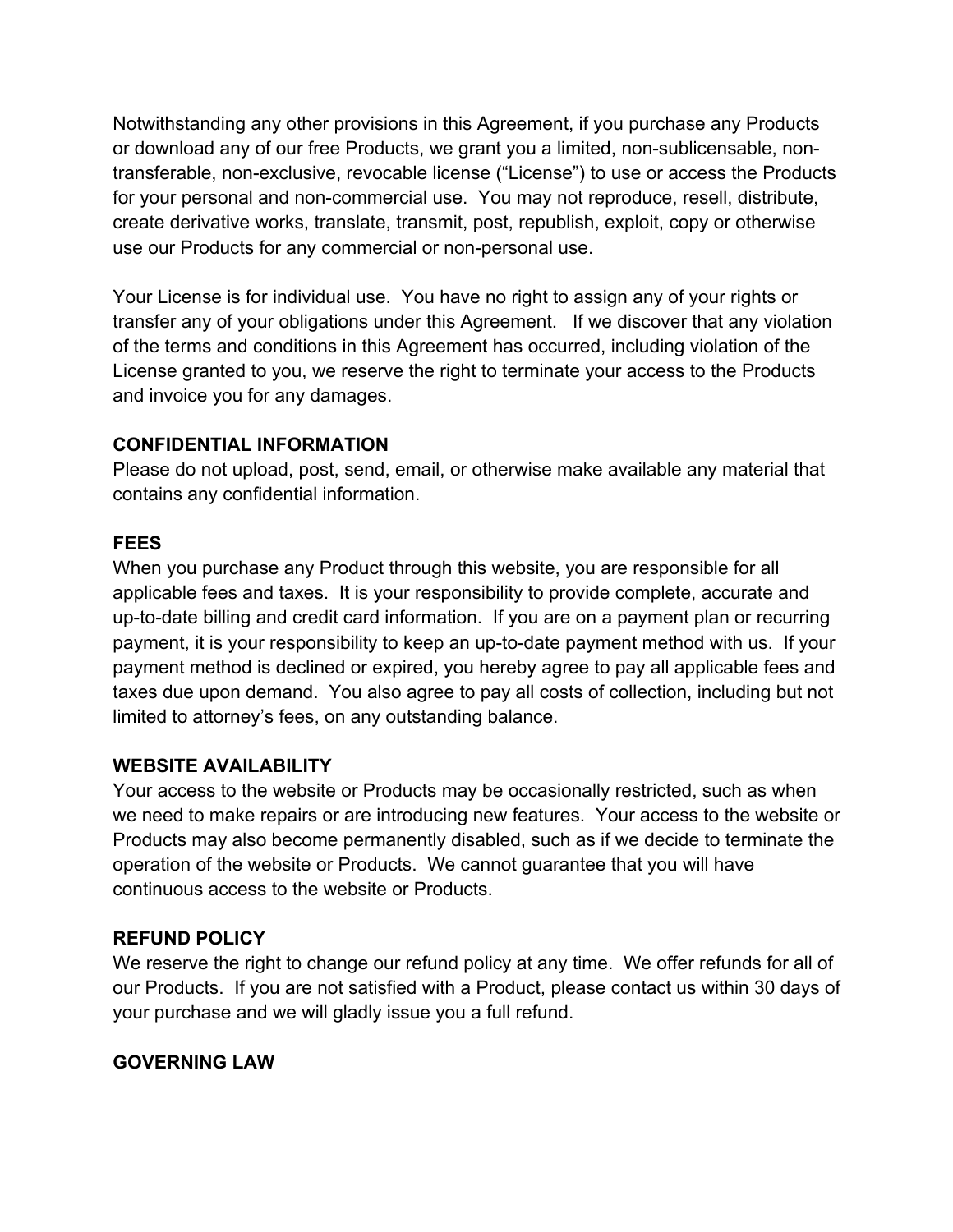Notwithstanding any other provisions in this Agreement, if you purchase any Products or download any of our free Products, we grant you a limited, non-sublicensable, non-transferable, non-exclusive, revocable license ("License") to use or access the Products for your personal and non-commercial use. You may not reproduce, resell, distribute, create derivative works, translate, transmit, post, republish, exploit, copy or otherwise use our Products for any commercial or non-personal use.

Your License is for individual use. You have no right to assign any of your rights or transfer any of your obligations under this Agreement. If we discover that any violation of the terms and conditions in this Agreement has occurred, including violation of the License granted to you, we reserve the right to terminate your access to the Products and invoice you for any damages.

**CONFIDENTIAL INFORMATION**

Please do not upload, post, send, email, or otherwise make available any material that contains any confidential information.

**FEES**

When you purchase any Product through this website, you are responsible for all applicable fees and taxes. It is your responsibility to provide complete, accurate and up-to-date billing and credit card information. If you are on a payment plan or recurring payment, it is your responsibility to keep an up-to-date payment method with us. If your payment method is declined or expired, you hereby agree to pay all applicable fees and taxes due upon demand. You also agree to pay all costs of collection, including but not limited to attorney's fees, on any outstanding balance.

**WEBSITE AVAILABILITY**

Your access to the website or Products may be occasionally restricted, such as when we need to make repairs or are introducing new features. Your access to the website or Products may also become permanently disabled, such as if we decide to terminate the operation of the website or Products. We cannot guarantee that you will have continuous access to the website or Products.

**REFUND POLICY**

We reserve the right to change our refund policy at any time. We offer refunds for all of our Products. If you are not satisfied with a Product, please contact us within 30 days of your purchase and we will gladly issue you a full refund.

**GOVERNING LAW**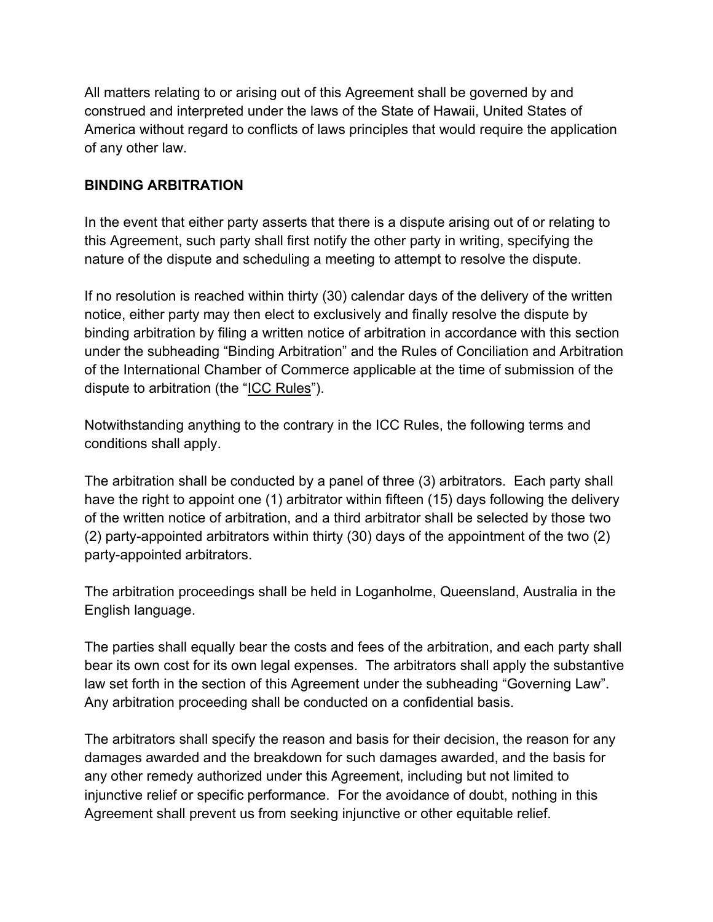All matters relating to or arising out of this Agreement shall be governed by and construed and interpreted under the laws of the State of Hawaii, United States of America without regard to conflicts of laws principles that would require the application of any other law.

**BINDING ARBITRATION**

In the event that either party asserts that there is a dispute arising out of or relating to this Agreement, such party shall first notify the other party in writing, specifying the nature of the dispute and scheduling a meeting to attempt to resolve the dispute.

If no resolution is reached within thirty (30) calendar days of the delivery of the written notice, either party may then elect to exclusively and finally resolve the dispute by binding arbitration by filing a written notice of arbitration in accordance with this section under the subheading "Binding Arbitration" and the Rules of Conciliation and Arbitration of the International Chamber of Commerce applicable at the time of submission of the dispute to arbitration (the "ICC Rules").

Notwithstanding anything to the contrary in the ICC Rules, the following terms and conditions shall apply.

The arbitration shall be conducted by a panel of three (3) arbitrators. Each party shall have the right to appoint one (1) arbitrator within fifteen (15) days following the delivery of the written notice of arbitration, and a third arbitrator shall be selected by those two (2) party-appointed arbitrators within thirty (30) days of the appointment of the two (2) party-appointed arbitrators.

The arbitration proceedings shall be held in Loganholme, Queensland, Australia in the English language.

The parties shall equally bear the costs and fees of the arbitration, and each party shall bear its own cost for its own legal expenses. The arbitrators shall apply the substantive law set forth in the section of this Agreement under the subheading "Governing Law". Any arbitration proceeding shall be conducted on a confidential basis.

The arbitrators shall specify the reason and basis for their decision, the reason for any damages awarded and the breakdown for such damages awarded, and the basis for any other remedy authorized under this Agreement, including but not limited to injunctive relief or specific performance. For the avoidance of doubt, nothing in this Agreement shall prevent us from seeking injunctive or other equitable relief.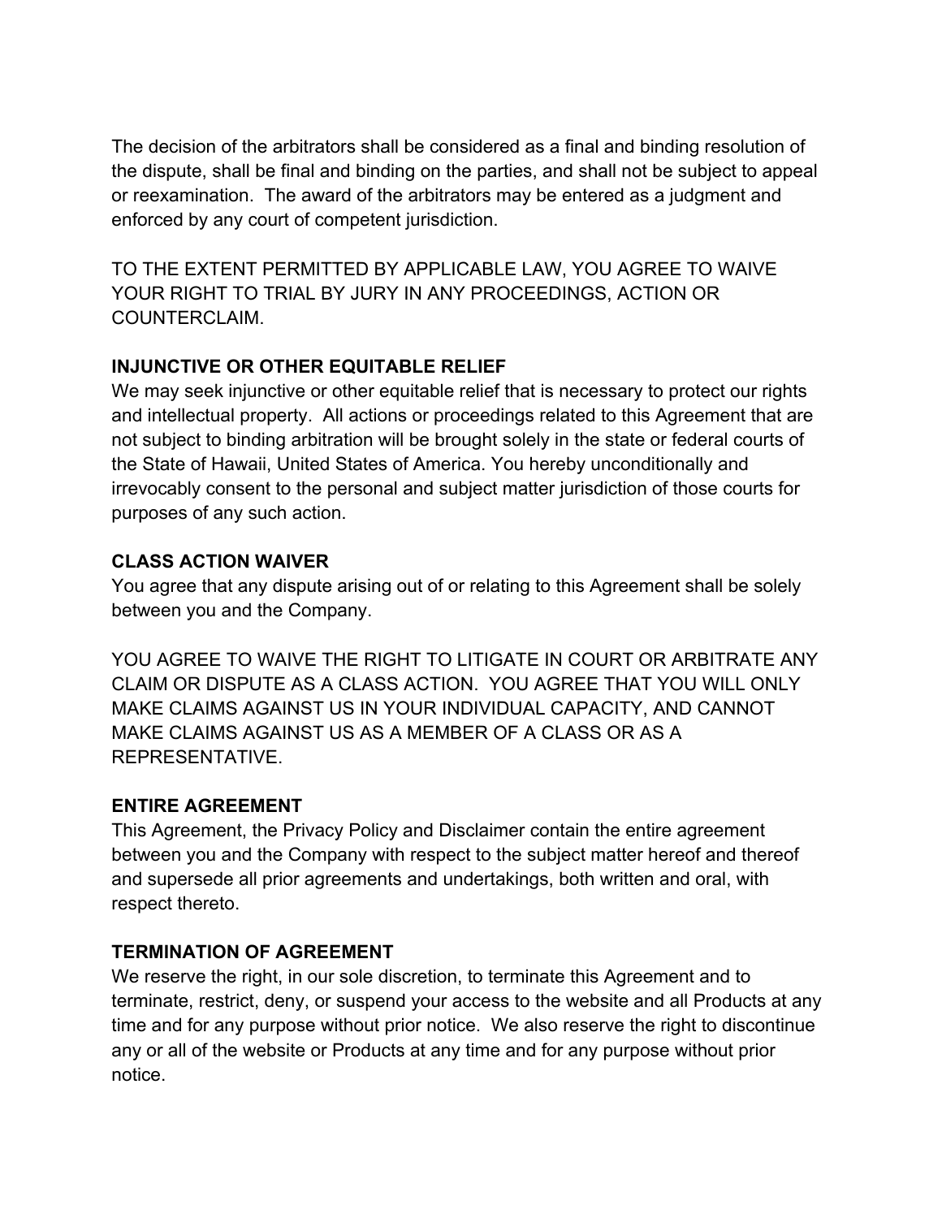The decision of the arbitrators shall be considered as a final and binding resolution of the dispute, shall be final and binding on the parties, and shall not be subject to appeal or reexamination. The award of the arbitrators may be entered as a judgment and enforced by any court of competent jurisdiction.

TO THE EXTENT PERMITTED BY APPLICABLE LAW, YOU AGREE TO WAIVE YOUR RIGHT TO TRIAL BY JURY IN ANY PROCEEDINGS, ACTION OR COUNTERCLAIM.

**INJUNCTIVE OR OTHER EQUITABLE RELIEF**

We may seek injunctive or other equitable relief that is necessary to protect our rights and intellectual property. All actions or proceedings related to this Agreement that are not subject to binding arbitration will be brought solely in the state or federal courts of the State of Hawaii, United States of America. You hereby unconditionally and irrevocably consent to the personal and subject matter jurisdiction of those courts for purposes of any such action.

**CLASS ACTION WAIVER**

You agree that any dispute arising out of or relating to this Agreement shall be solely between you and the Company.

YOU AGREE TO WAIVE THE RIGHT TO LITIGATE IN COURT OR ARBITRATE ANY CLAIM OR DISPUTE AS A CLASS ACTION. YOU AGREE THAT YOU WILL ONLY MAKE CLAIMS AGAINST US IN YOUR INDIVIDUAL CAPACITY, AND CANNOT MAKE CLAIMS AGAINST US AS A MEMBER OF A CLASS OR AS A REPRESENTATIVE.

**ENTIRE AGREEMENT**

This Agreement, the Privacy Policy and Disclaimer contain the entire agreement between you and the Company with respect to the subject matter hereof and thereof and supersede all prior agreements and undertakings, both written and oral, with respect thereto.

**TERMINATION OF AGREEMENT**

We reserve the right, in our sole discretion, to terminate this Agreement and to terminate, restrict, deny, or suspend your access to the website and all Products at any time and for any purpose without prior notice. We also reserve the right to discontinue any or all of the website or Products at any time and for any purpose without prior notice.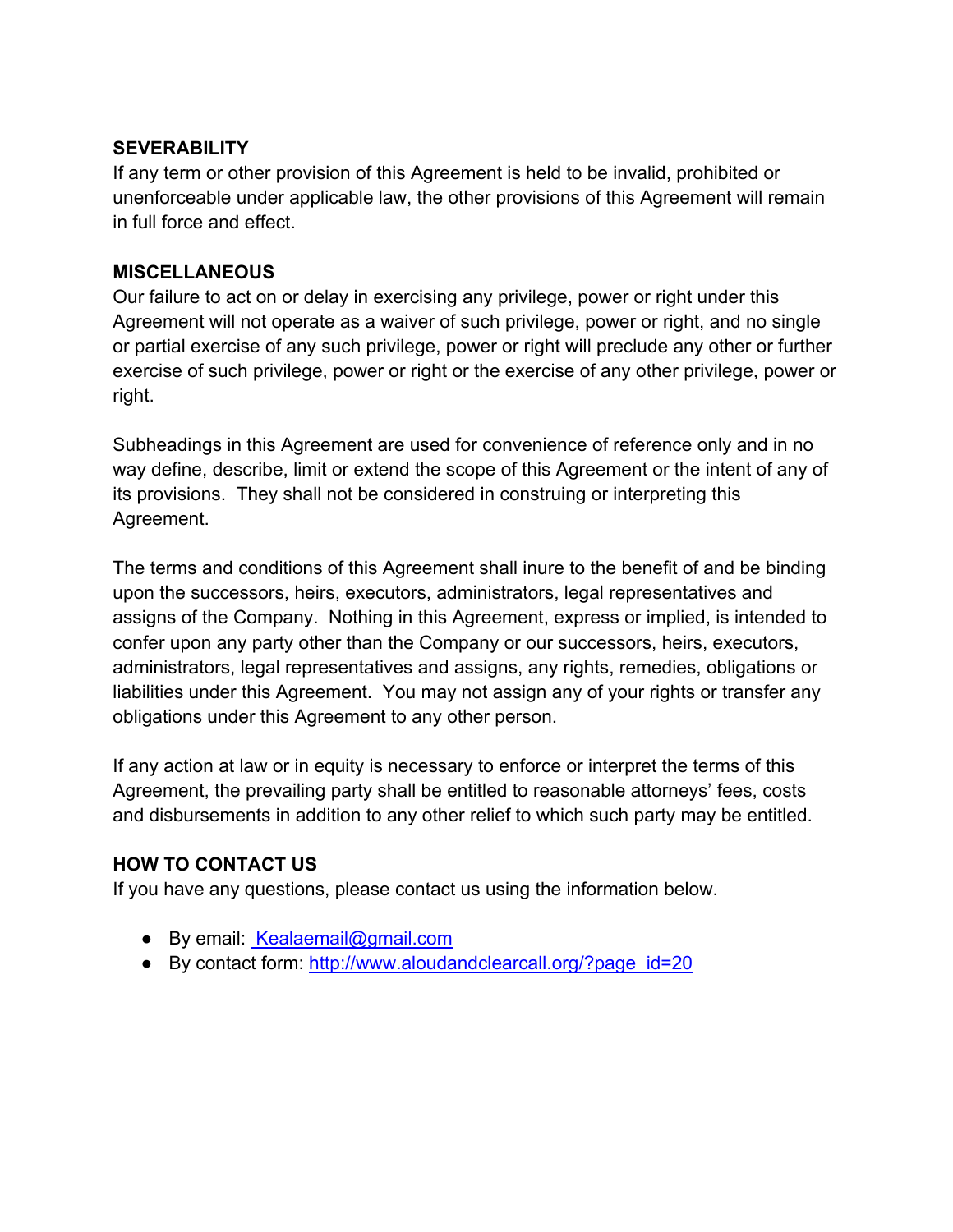**SEVERABILITY**
If any term or other provision of this Agreement is held to be invalid, prohibited or unenforceable under applicable law, the other provisions of this Agreement will remain in full force and effect.

**MISCELLANEOUS**
Our failure to act on or delay in exercising any privilege, power or right under this Agreement will not operate as a waiver of such privilege, power or right, and no single or partial exercise of any such privilege, power or right will preclude any other or further exercise of such privilege, power or right or the exercise of any other privilege, power or right.

Subheadings in this Agreement are used for convenience of reference only and in no way define, describe, limit or extend the scope of this Agreement or the intent of any of its provisions. They shall not be considered in construing or interpreting this Agreement.

The terms and conditions of this Agreement shall inure to the benefit of and be binding upon the successors, heirs, executors, administrators, legal representatives and assigns of the Company. Nothing in this Agreement, express or implied, is intended to confer upon any party other than the Company or our successors, heirs, executors, administrators, legal representatives and assigns, any rights, remedies, obligations or liabilities under this Agreement. You may not assign any of your rights or transfer any obligations under this Agreement to any other person.

If any action at law or in equity is necessary to enforce or interpret the terms of this Agreement, the prevailing party shall be entitled to reasonable attorneys' fees, costs and disbursements in addition to any other relief to which such party may be entitled.

**HOW TO CONTACT US**
If you have any questions, please contact us using the information below.

- By email: Kealaemail@gmail.com
- By contact form: http://www.aloudandclearcall.org/?page_id=20